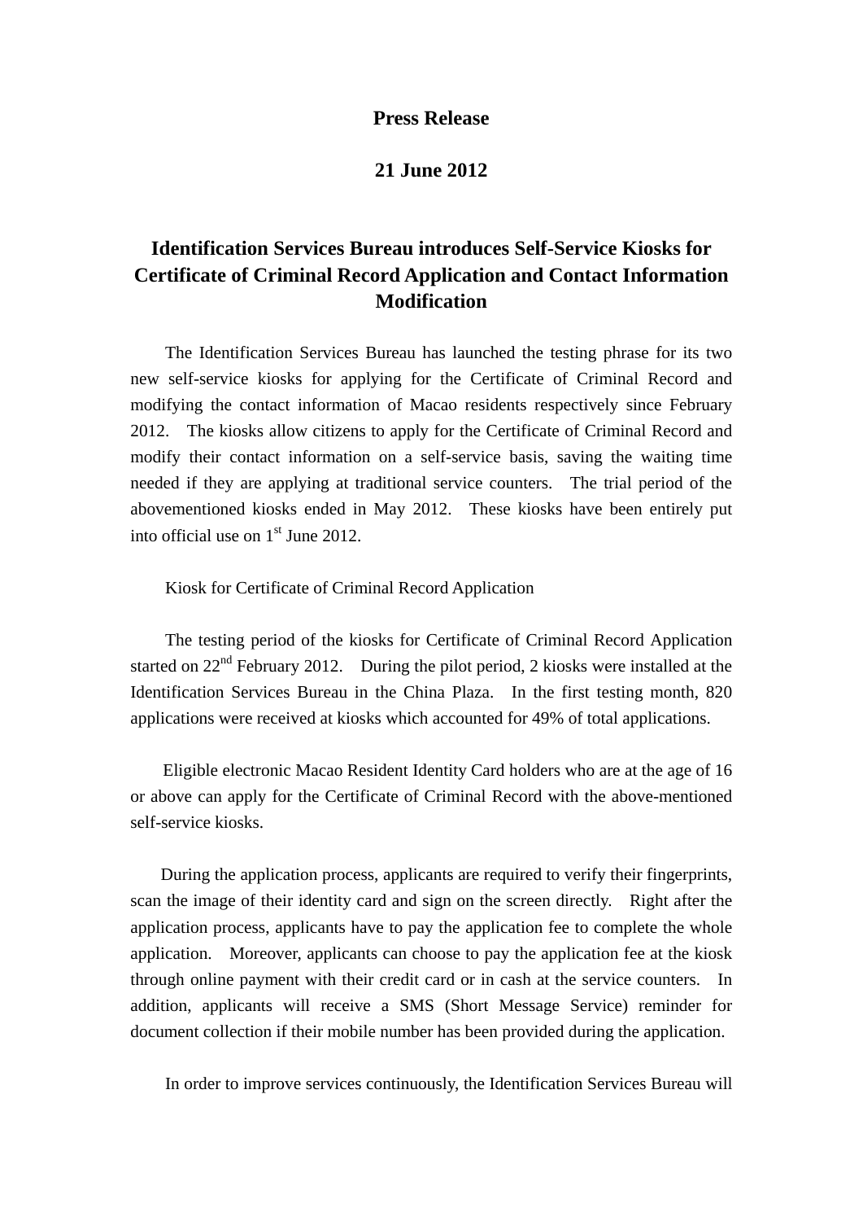**Press Release**

**21 June 2012**

# Identification Services Bureau introduces Self-Service Kiosks for Certificate of Criminal Record Application and Contact Information Modification

The Identification Services Bureau has launched the testing phrase for its two new self-service kiosks for applying for the Certificate of Criminal Record and modifying the contact information of Macao residents respectively since February 2012. The kiosks allow citizens to apply for the Certificate of Criminal Record and modify their contact information on a self-service basis, saving the waiting time needed if they are applying at traditional service counters. The trial period of the abovementioned kiosks ended in May 2012. These kiosks have been entirely put into official use on 1st June 2012.

Kiosk for Certificate of Criminal Record Application

The testing period of the kiosks for Certificate of Criminal Record Application started on 22nd February 2012. During the pilot period, 2 kiosks were installed at the Identification Services Bureau in the China Plaza. In the first testing month, 820 applications were received at kiosks which accounted for 49% of total applications.

Eligible electronic Macao Resident Identity Card holders who are at the age of 16 or above can apply for the Certificate of Criminal Record with the above-mentioned self-service kiosks.

During the application process, applicants are required to verify their fingerprints, scan the image of their identity card and sign on the screen directly. Right after the application process, applicants have to pay the application fee to complete the whole application. Moreover, applicants can choose to pay the application fee at the kiosk through online payment with their credit card or in cash at the service counters. In addition, applicants will receive a SMS (Short Message Service) reminder for document collection if their mobile number has been provided during the application.

In order to improve services continuously, the Identification Services Bureau will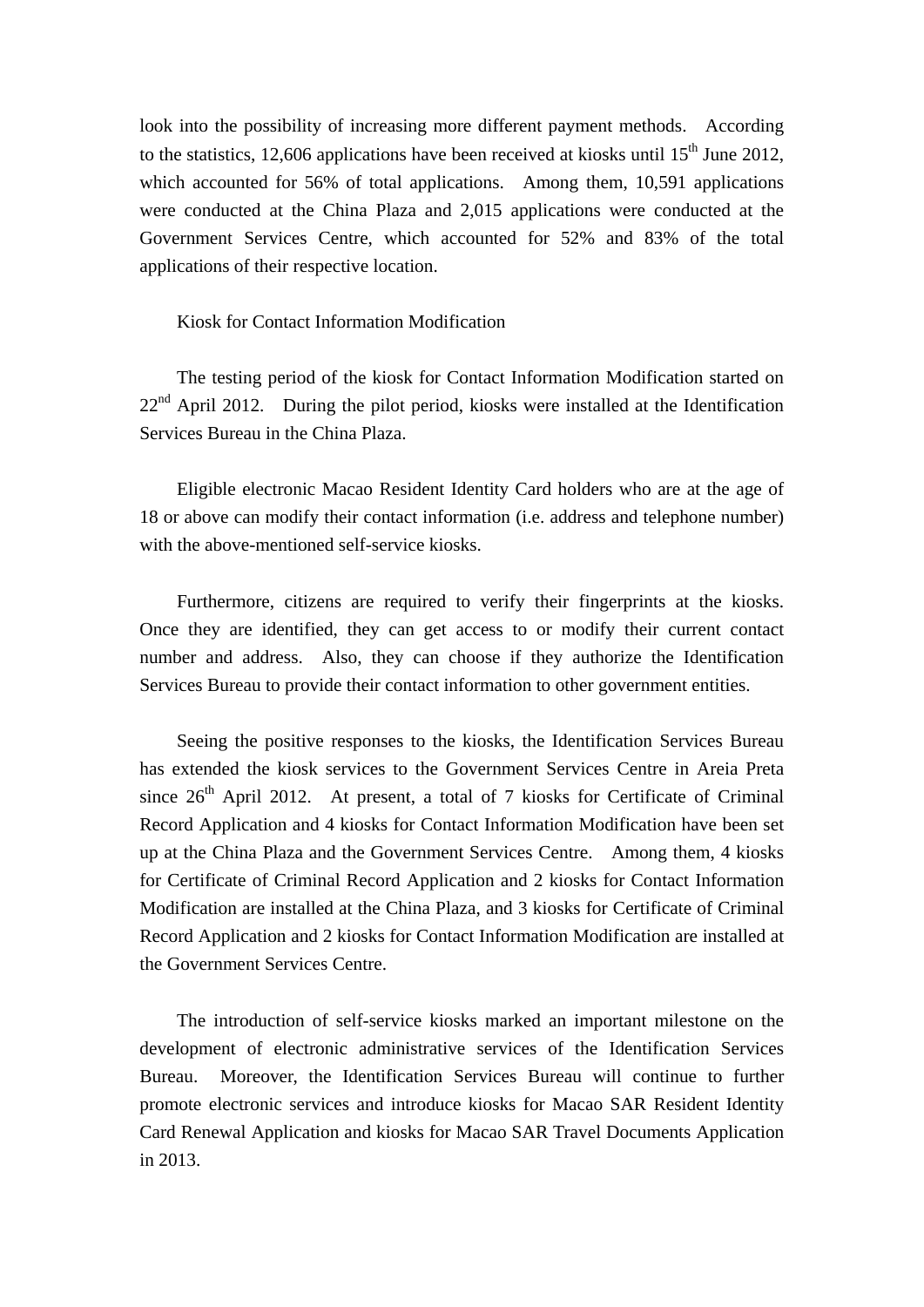look into the possibility of increasing more different payment methods. According to the statistics, 12,606 applications have been received at kiosks until 15th June 2012, which accounted for 56% of total applications. Among them, 10,591 applications were conducted at the China Plaza and 2,015 applications were conducted at the Government Services Centre, which accounted for 52% and 83% of the total applications of their respective location.

Kiosk for Contact Information Modification

The testing period of the kiosk for Contact Information Modification started on 22nd April 2012. During the pilot period, kiosks were installed at the Identification Services Bureau in the China Plaza.

Eligible electronic Macao Resident Identity Card holders who are at the age of 18 or above can modify their contact information (i.e. address and telephone number) with the above-mentioned self-service kiosks.

Furthermore, citizens are required to verify their fingerprints at the kiosks. Once they are identified, they can get access to or modify their current contact number and address. Also, they can choose if they authorize the Identification Services Bureau to provide their contact information to other government entities.

Seeing the positive responses to the kiosks, the Identification Services Bureau has extended the kiosk services to the Government Services Centre in Areia Preta since 26th April 2012. At present, a total of 7 kiosks for Certificate of Criminal Record Application and 4 kiosks for Contact Information Modification have been set up at the China Plaza and the Government Services Centre. Among them, 4 kiosks for Certificate of Criminal Record Application and 2 kiosks for Contact Information Modification are installed at the China Plaza, and 3 kiosks for Certificate of Criminal Record Application and 2 kiosks for Contact Information Modification are installed at the Government Services Centre.

The introduction of self-service kiosks marked an important milestone on the development of electronic administrative services of the Identification Services Bureau. Moreover, the Identification Services Bureau will continue to further promote electronic services and introduce kiosks for Macao SAR Resident Identity Card Renewal Application and kiosks for Macao SAR Travel Documents Application in 2013.